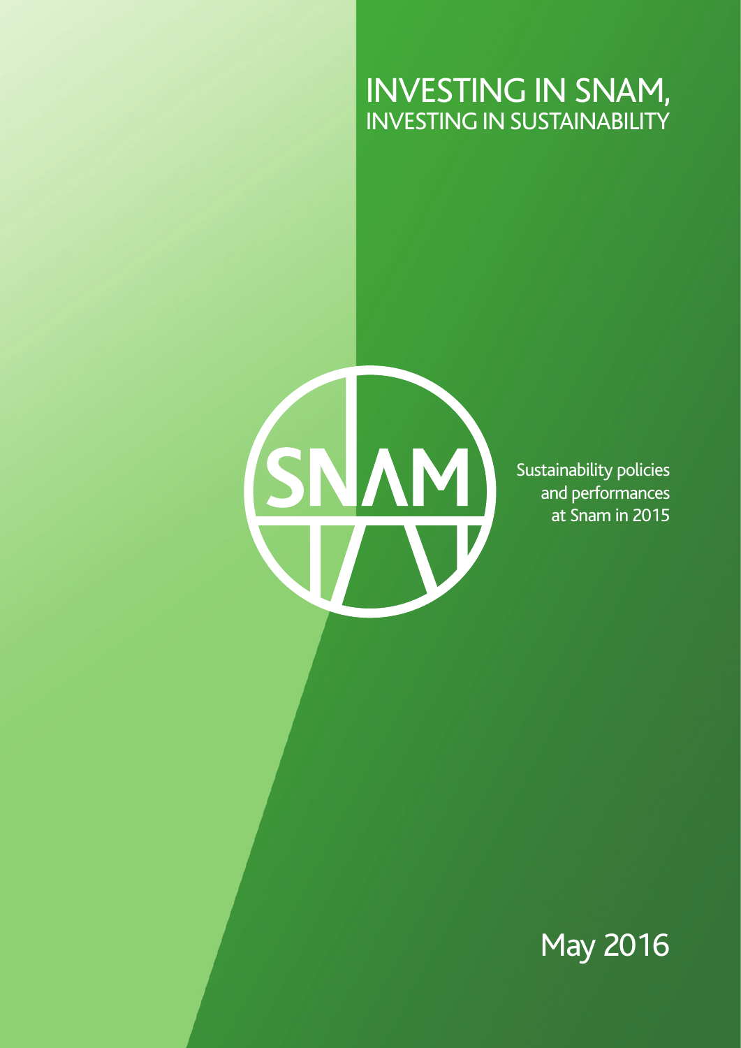# INVESTING IN SNAM,
## INVESTING IN SUSTAINABILITY

SNAM

Sustainability policies and performances at Snam in 2015

May 2016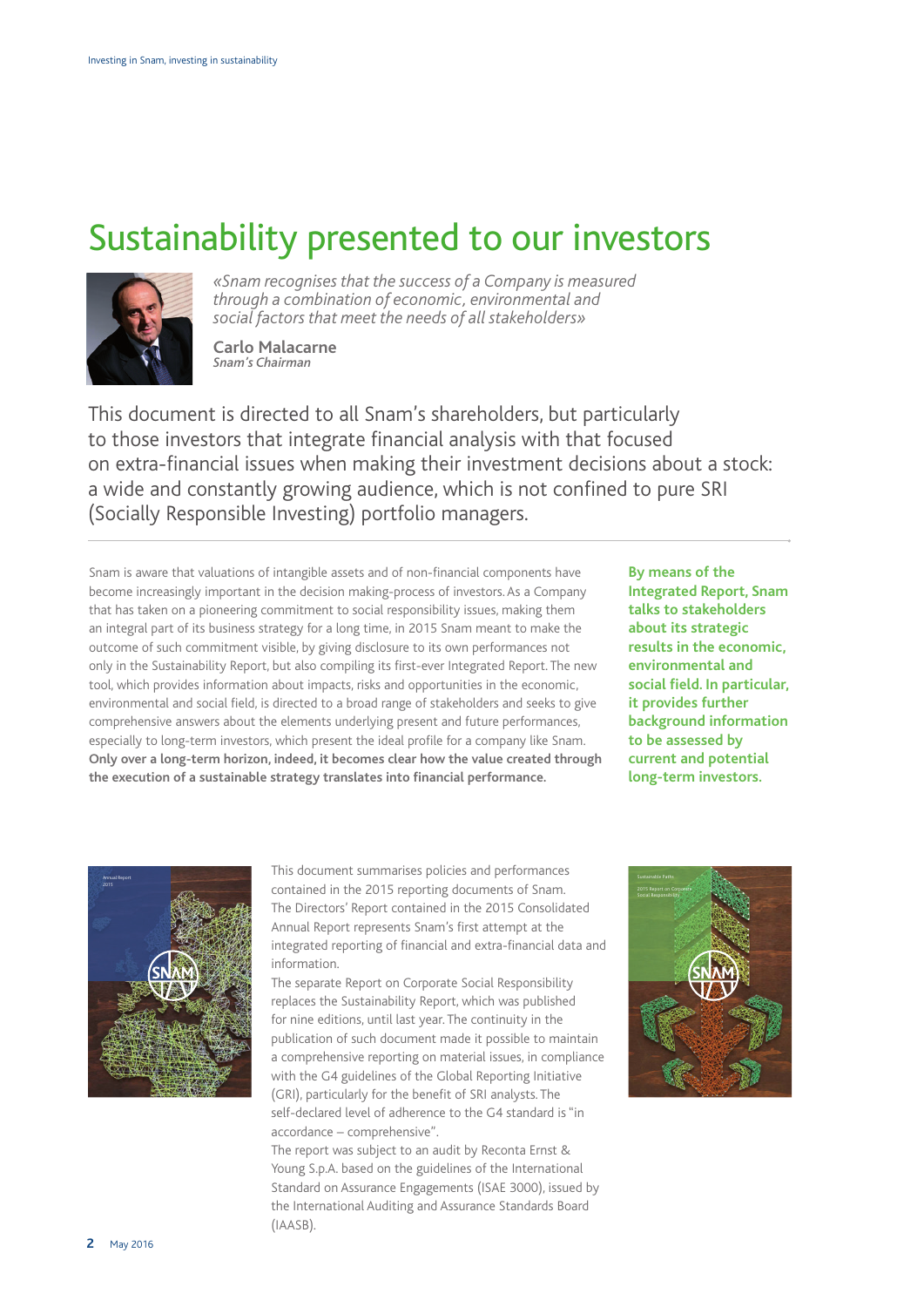# Sustainability presented to our investors

*«Snam recognises that the success of a Company is measured through a combination of economic, environmental and social factors that meet the needs of all stakeholders»*

**Carlo Malacarne**
*Snam's Chairman*

This document is directed to all Snam's shareholders, but particularly to those investors that integrate financial analysis with that focused on extra-financial issues when making their investment decisions about a stock: a wide and constantly growing audience, which is not confined to pure SRI (Socially Responsible Investing) portfolio managers.

Snam is aware that valuations of intangible assets and of non-financial components have become increasingly important in the decision making-process of investors. As a Company that has taken on a pioneering commitment to social responsibility issues, making them an integral part of its business strategy for a long time, in 2015 Snam meant to make the outcome of such commitment visible, by giving disclosure to its own performances not only in the Sustainability Report, but also compiling its first-ever Integrated Report. The new tool, which provides information about impacts, risks and opportunities in the economic, environmental and social field, is directed to a broad range of stakeholders and seeks to give comprehensive answers about the elements underlying present and future performances, especially to long-term investors, which present the ideal profile for a company like Snam. **Only over a long-term horizon, indeed, it becomes clear how the value created through the execution of a sustainable strategy translates into financial performance.**

**By means of the Integrated Report, Snam talks to stakeholders about its strategic results in the economic, environmental and social field. In particular, it provides further background information to be assessed by current and potential long-term investors.**

This document summarises policies and performances contained in the 2015 reporting documents of Snam. The Directors' Report contained in the 2015 Consolidated Annual Report represents Snam's first attempt at the integrated reporting of financial and extra-financial data and information.

The separate Report on Corporate Social Responsibility replaces the Sustainability Report, which was published for nine editions, until last year. The continuity in the publication of such document made it possible to maintain a comprehensive reporting on material issues, in compliance with the G4 guidelines of the Global Reporting Initiative (GRI), particularly for the benefit of SRI analysts. The self-declared level of adherence to the G4 standard is "in accordance – comprehensive".

The report was subject to an audit by Reconta Ernst & Young S.p.A. based on the guidelines of the International Standard on Assurance Engagements (ISAE 3000), issued by the International Auditing and Assurance Standards Board (IAASB).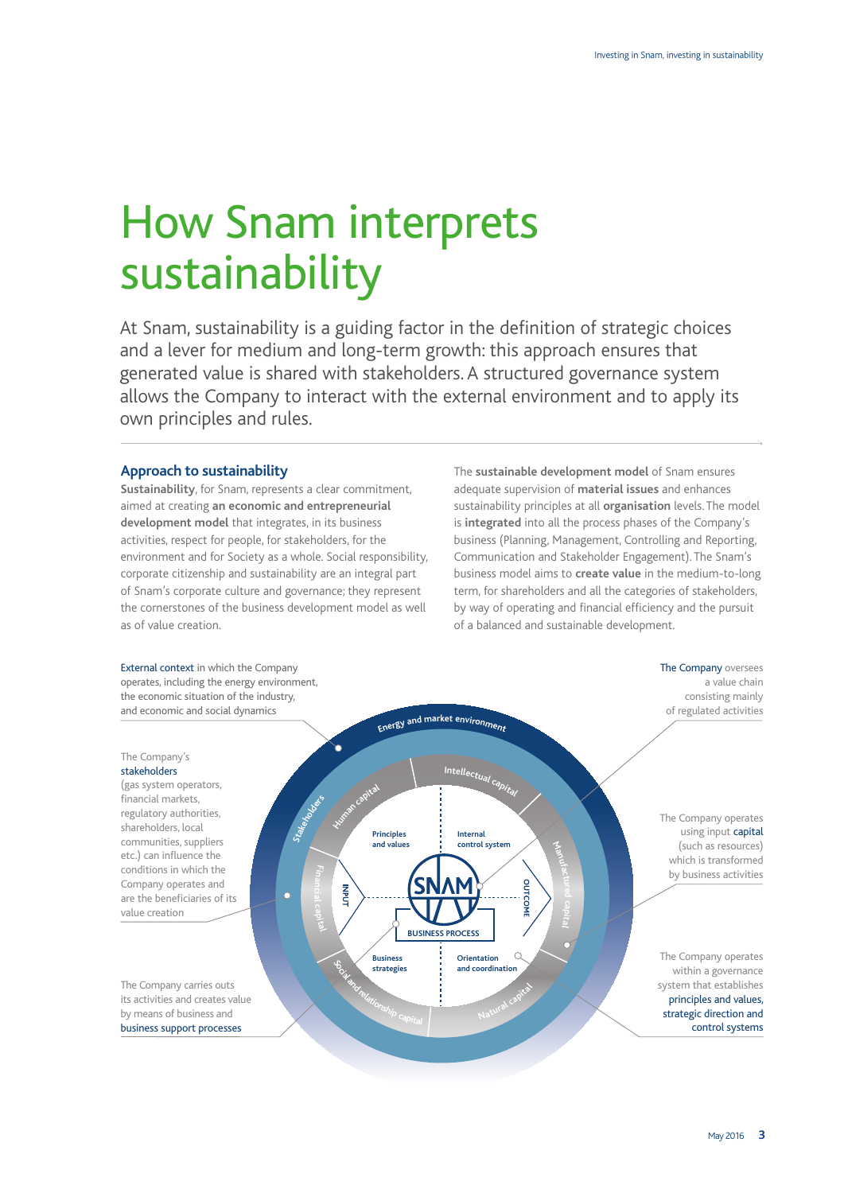# How Snam interprets sustainability

At Snam, sustainability is a guiding factor in the definition of strategic choices and a lever for medium and long-term growth: this approach ensures that generated value is shared with stakeholders. A structured governance system allows the Company to interact with the external environment and to apply its own principles and rules.

## Approach to sustainability

**Sustainability**, for Snam, represents a clear commitment, aimed at creating **an economic and entrepreneurial development model** that integrates, in its business activities, respect for people, for stakeholders, for the environment and for Society as a whole. Social responsibility, corporate citizenship and sustainability are an integral part of Snam's corporate culture and governance; they represent the cornerstones of the business development model as well as of value creation.

The **sustainable development model** of Snam ensures adequate supervision of **material issues** and enhances sustainability principles at all **organisation** levels. The model is **integrated** into all the process phases of the Company's business (Planning, Management, Controlling and Reporting, Communication and Stakeholder Engagement). The Snam's business model aims to **create value** in the medium-to-long term, for shareholders and all the categories of stakeholders, by way of operating and financial efficiency and the pursuit of a balanced and sustainable development.

External context in which the Company operates, including the energy environment, the economic situation of the industry, and economic and social dynamics

The Company oversees a value chain consisting mainly of regulated activities

The Company's stakeholders (gas system operators, financial markets, regulatory authorities, shareholders, local communities, suppliers etc.) can influence the conditions in which the Company operates and are the beneficiaries of its value creation

The Company operates using input capital (such as resources) which is transformed by business activities

The Company carries outs its activities and creates value by means of business and business support processes

The Company operates within a governance system that establishes principles and values, strategic direction and control systems

Energy and market environment – Stakeholders – Intellectual capital – Human capital – Manufactured capital – Financial capital – Social and relationship capital – Natural capital – Principles and values – Internal control system – Business strategies – Orientation and coordination – INPUT – OUTCOME – SNAM – BUSINESS PROCESS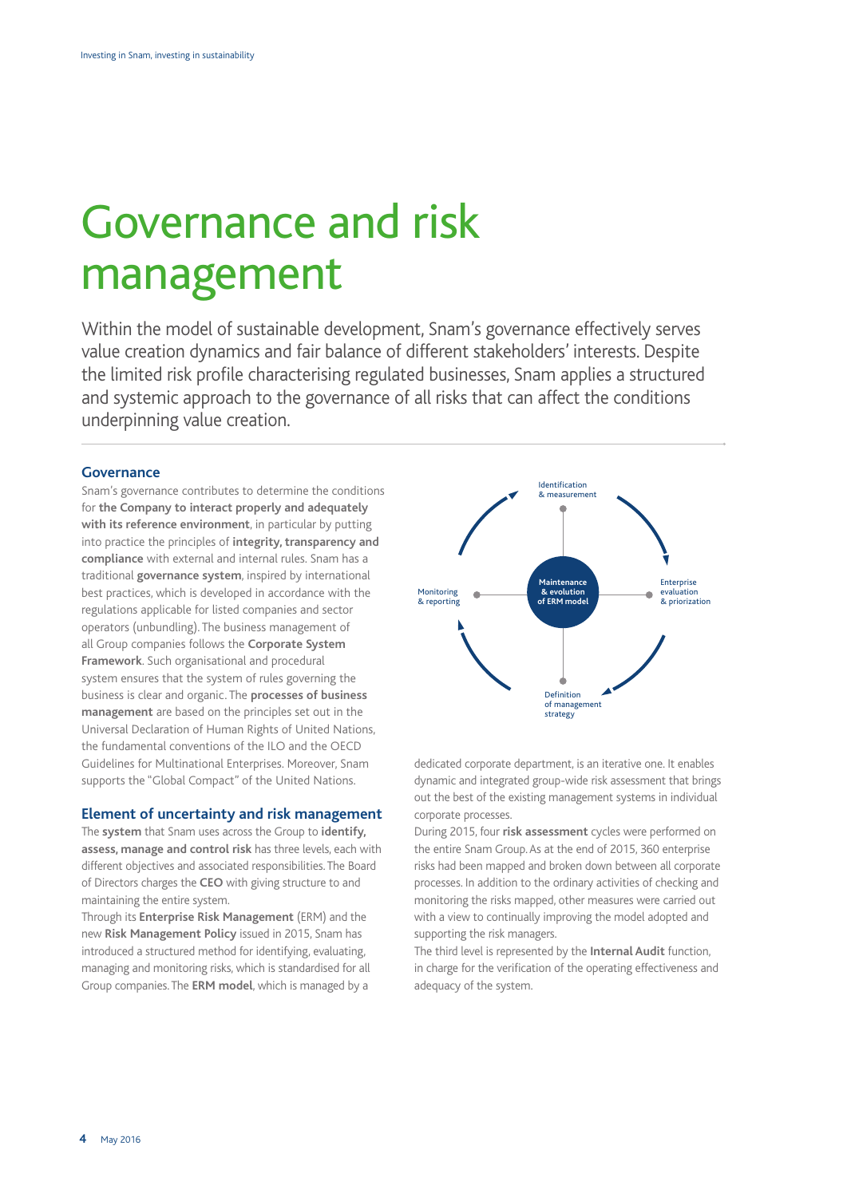# Governance and risk management

Within the model of sustainable development, Snam's governance effectively serves value creation dynamics and fair balance of different stakeholders' interests. Despite the limited risk profile characterising regulated businesses, Snam applies a structured and systemic approach to the governance of all risks that can affect the conditions underpinning value creation.

## Governance

Snam's governance contributes to determine the conditions for **the Company to interact properly and adequately with its reference environment**, in particular by putting into practice the principles of **integrity, transparency and compliance** with external and internal rules. Snam has a traditional **governance system**, inspired by international best practices, which is developed in accordance with the regulations applicable for listed companies and sector operators (unbundling). The business management of all Group companies follows the **Corporate System Framework**. Such organisational and procedural system ensures that the system of rules governing the business is clear and organic. The **processes of business management** are based on the principles set out in the Universal Declaration of Human Rights of United Nations, the fundamental conventions of the ILO and the OECD Guidelines for Multinational Enterprises. Moreover, Snam supports the "Global Compact" of the United Nations.

## Element of uncertainty and risk management

The **system** that Snam uses across the Group to **identify, assess, manage and control risk** has three levels, each with different objectives and associated responsibilities. The Board of Directors charges the **CEO** with giving structure to and maintaining the entire system.

Through its **Enterprise Risk Management** (ERM) and the new **Risk Management Policy** issued in 2015, Snam has introduced a structured method for identifying, evaluating, managing and monitoring risks, which is standardised for all Group companies. The **ERM model**, which is managed by a dedicated corporate department, is an iterative one. It enables dynamic and integrated group-wide risk assessment that brings out the best of the existing management systems in individual corporate processes.

Identification & measurement → Enterprise evaluation & priorization → Definition of management strategy → Monitoring & reporting (centre: Maintenance & evolution of ERM model)

During 2015, four **risk assessment** cycles were performed on the entire Snam Group. As at the end of 2015, 360 enterprise risks had been mapped and broken down between all corporate processes. In addition to the ordinary activities of checking and monitoring the risks mapped, other measures were carried out with a view to continually improving the model adopted and supporting the risk managers.

The third level is represented by the **Internal Audit** function, in charge for the verification of the operating effectiveness and adequacy of the system.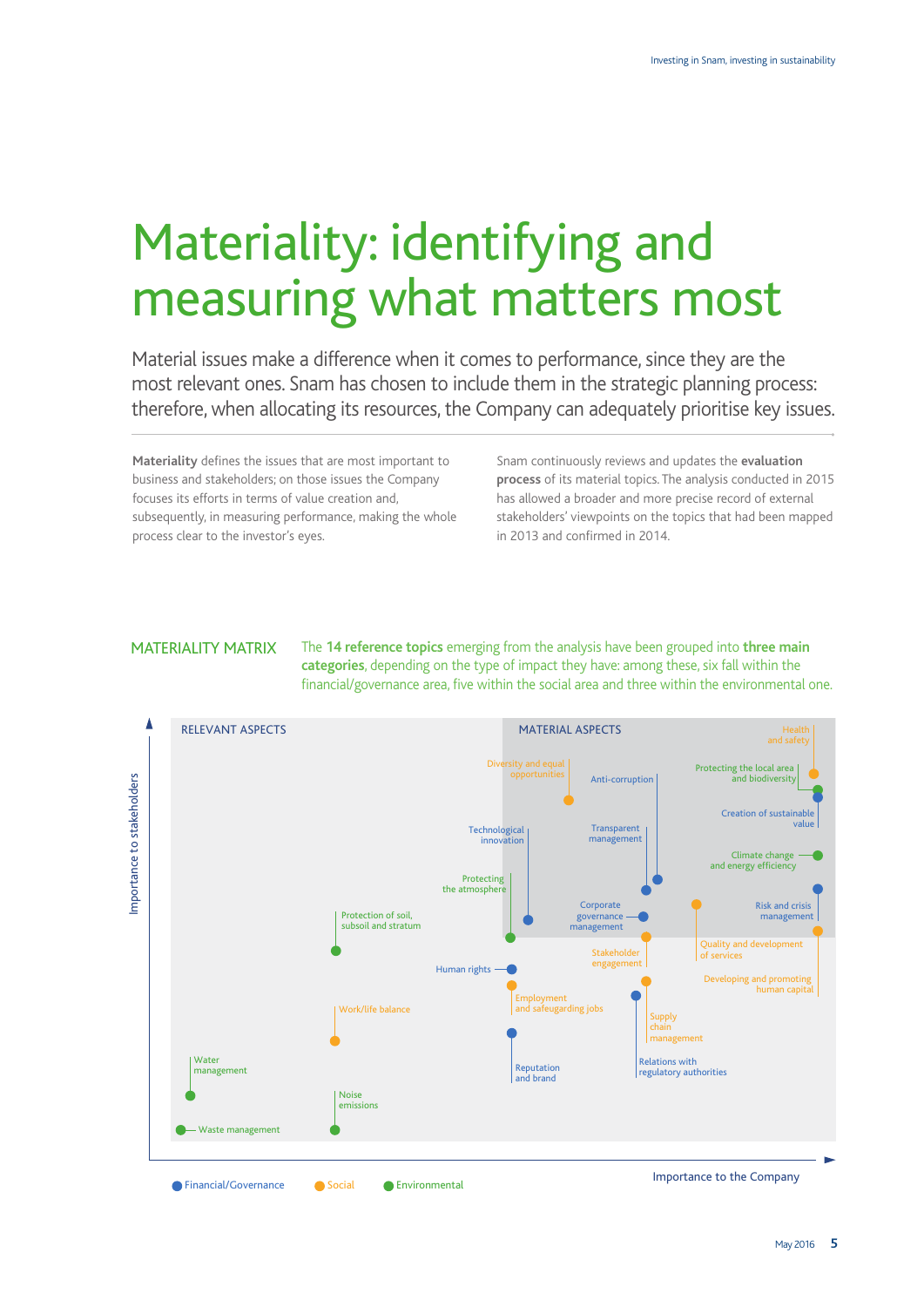# Materiality: identifying and measuring what matters most

Material issues make a difference when it comes to performance, since they are the most relevant ones. Snam has chosen to include them in the strategic planning process: therefore, when allocating its resources, the Company can adequately prioritise key issues.

**Materiality** defines the issues that are most important to business and stakeholders; on those issues the Company focuses its efforts in terms of value creation and, subsequently, in measuring performance, making the whole process clear to the investor's eyes.

Snam continuously reviews and updates the **evaluation process** of its material topics. The analysis conducted in 2015 has allowed a broader and more precise record of external stakeholders' viewpoints on the topics that had been mapped in 2013 and confirmed in 2014.

## MATERIALITY MATRIX

The **14 reference topics** emerging from the analysis have been grouped into **three main categories**, depending on the type of impact they have: among these, six fall within the financial/governance area, five within the social area and three within the environmental one.

RELEVANT ASPECTS

MATERIAL ASPECTS

Health and safety

Diversity and equal opportunities

Anti-corruption

Protecting the local area and biodiversity

Creation of sustainable value

Technological innovation

Transparent management

Climate change and energy efficiency

Protecting the atmosphere

Risk and crisis management

Corporate governance management

Protection of soil, subsoil and stratum

Stakeholder engagement

Quality and development of services

Human rights

Developing and promoting human capital

Employment and safeguarding jobs

Work/life balance

Supply chain management

Water management

Reputation and brand

Relations with regulatory authorities

Noise emissions

Waste management

Importance to stakeholders

Importance to the Company

Financial/Governance | Social | Environmental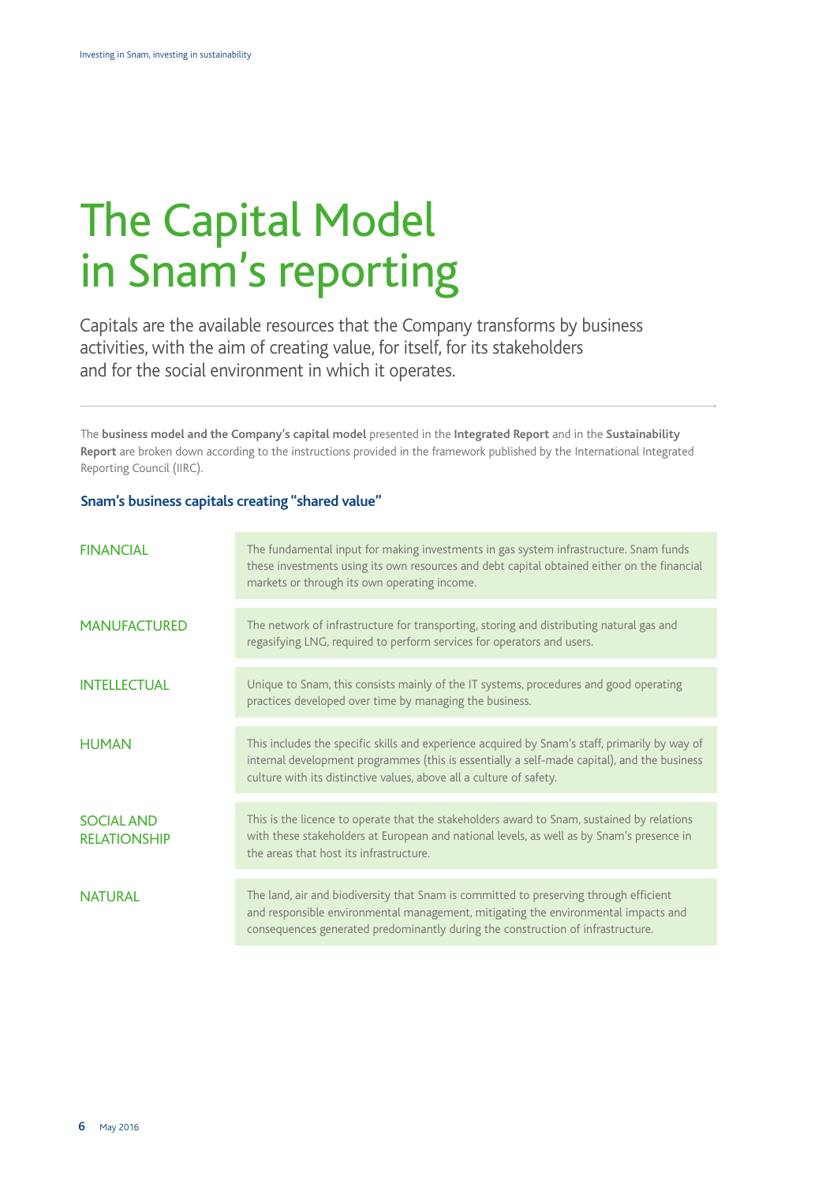# The Capital Model in Snam's reporting

Capitals are the available resources that the Company transforms by business activities, with the aim of creating value, for itself, for its stakeholders and for the social environment in which it operates.

The **business model and the Company's capital model** presented in the **Integrated Report** and in the **Sustainability Report** are broken down according to the instructions provided in the framework published by the International Integrated Reporting Council (IIRC).

### Snam's business capitals creating "shared value"

| | |
|---|---|
| FINANCIAL | The fundamental input for making investments in gas system infrastructure. Snam funds these investments using its own resources and debt capital obtained either on the financial markets or through its own operating income. |
| MANUFACTURED | The network of infrastructure for transporting, storing and distributing natural gas and regasifying LNG, required to perform services for operators and users. |
| INTELLECTUAL | Unique to Snam, this consists mainly of the IT systems, procedures and good operating practices developed over time by managing the business. |
| HUMAN | This includes the specific skills and experience acquired by Snam's staff, primarily by way of internal development programmes (this is essentially a self-made capital), and the business culture with its distinctive values, above all a culture of safety. |
| SOCIAL AND RELATIONSHIP | This is the licence to operate that the stakeholders award to Snam, sustained by relations with these stakeholders at European and national levels, as well as by Snam's presence in the areas that host its infrastructure. |
| NATURAL | The land, air and biodiversity that Snam is committed to preserving through efficient and responsible environmental management, mitigating the environmental impacts and consequences generated predominantly during the construction of infrastructure. |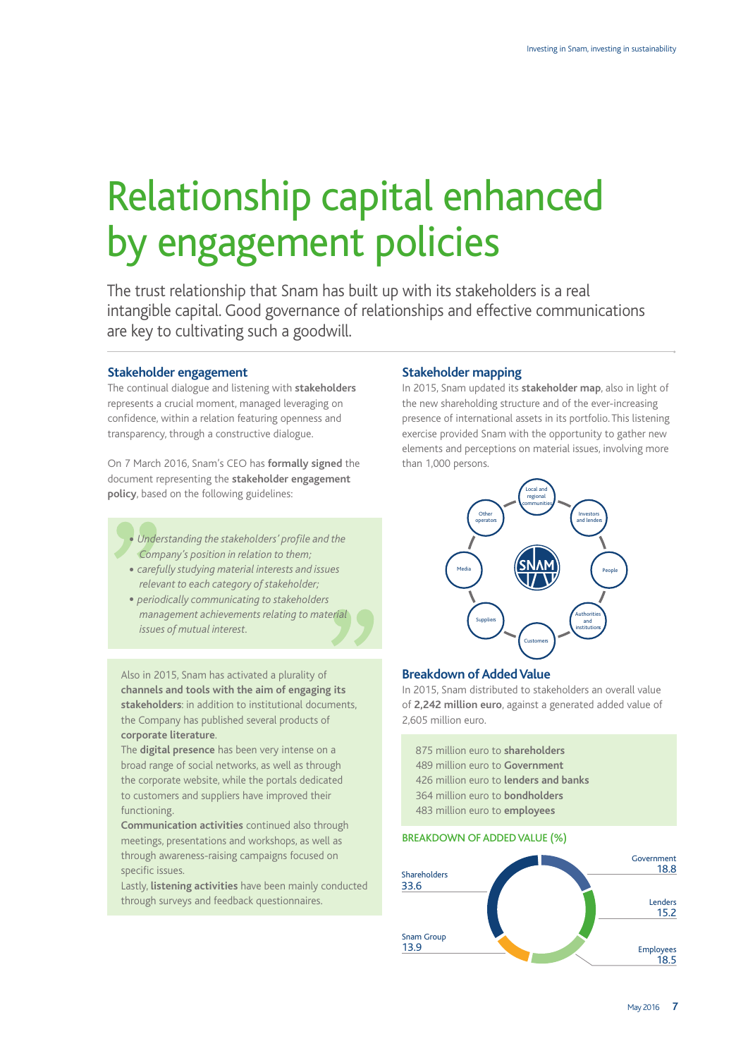# Relationship capital enhanced by engagement policies

The trust relationship that Snam has built up with its stakeholders is a real intangible capital. Good governance of relationships and effective communications are key to cultivating such a goodwill.

## Stakeholder engagement

The continual dialogue and listening with **stakeholders** represents a crucial moment, managed leveraging on confidence, within a relation featuring openness and transparency, through a constructive dialogue.

On 7 March 2016, Snam's CEO has **formally signed** the document representing the **stakeholder engagement policy**, based on the following guidelines:

- *Understanding the stakeholders' profile and the Company's position in relation to them;*
- *carefully studying material interests and issues relevant to each category of stakeholder;*
- *periodically communicating to stakeholders management achievements relating to material issues of mutual interest.*

Also in 2015, Snam has activated a plurality of **channels and tools with the aim of engaging its stakeholders**: in addition to institutional documents, the Company has published several products of **corporate literature**.

The **digital presence** has been very intense on a broad range of social networks, as well as through the corporate website, while the portals dedicated to customers and suppliers have improved their functioning.

**Communication activities** continued also through meetings, presentations and workshops, as well as through awareness-raising campaigns focused on specific issues.

Lastly, **listening activities** have been mainly conducted through surveys and feedback questionnaires.

## Stakeholder mapping

In 2015, Snam updated its **stakeholder map**, also in light of the new shareholding structure and of the ever-increasing presence of international assets in its portfolio. This listening exercise provided Snam with the opportunity to gather new elements and perceptions on material issues, involving more than 1,000 persons.

SNAM — Local and regional communities; Investors and lenders; People; Authorities and institutions; Customers; Suppliers; Media; Other operators

## Breakdown of Added Value

In 2015, Snam distributed to stakeholders an overall value of **2,242 million euro**, against a generated added value of 2,605 million euro.

875 million euro to **shareholders**
489 million euro to **Government**
426 million euro to **lenders and banks**
364 million euro to **bondholders**
483 million euro to **employees**

BREAKDOWN OF ADDED VALUE (%)

| Stakeholder | % |
|---|---|
| Shareholders | 33.6 |
| Government | 18.8 |
| Lenders | 15.2 |
| Employees | 18.5 |
| Snam Group | 13.9 |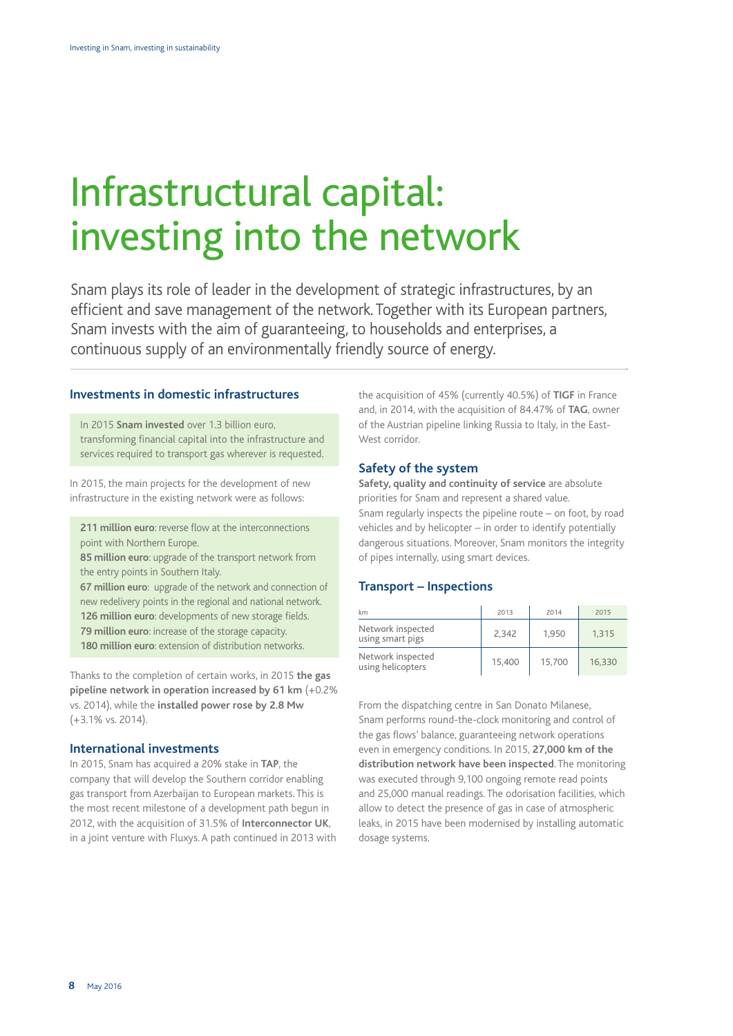// Infrastructural capital: investing into the network

# Infrastructural capital: investing into the network

Snam plays its role of leader in the development of strategic infrastructures, by an efficient and save management of the network. Together with its European partners, Snam invests with the aim of guaranteeing, to households and enterprises, a continuous supply of an environmentally friendly source of energy.

## Investments in domestic infrastructures

In 2015 **Snam invested** over 1.3 billion euro, transforming financial capital into the infrastructure and services required to transport gas wherever is requested.

In 2015, the main projects for the development of new infrastructure in the existing network were as follows:

**211 million euro**: reverse flow at the interconnections point with Northern Europe.
**85 million euro**: upgrade of the transport network from the entry points in Southern Italy.
**67 million euro**: upgrade of the network and connection of new redelivery points in the regional and national network.
**126 million euro**: developments of new storage fields.
**79 million euro**: increase of the storage capacity.
**180 million euro**: extension of distribution networks.

Thanks to the completion of certain works, in 2015 **the gas pipeline network in operation increased by 61 km** (+0.2% vs. 2014), while the **installed power rose by 2.8 Mw** (+3.1% vs. 2014).

## International investments

In 2015, Snam has acquired a 20% stake in **TAP**, the company that will develop the Southern corridor enabling gas transport from Azerbaijan to European markets. This is the most recent milestone of a development path begun in 2012, with the acquisition of 31.5% of **Interconnector UK**, in a joint venture with Fluxys. A path continued in 2013 with the acquisition of 45% (currently 40.5%) of **TIGF** in France and, in 2014, with the acquisition of 84.47% of **TAG**, owner of the Austrian pipeline linking Russia to Italy, in the East-West corridor.

## Safety of the system

**Safety, quality and continuity of service** are absolute priorities for Snam and represent a shared value.
Snam regularly inspects the pipeline route – on foot, by road vehicles and by helicopter – in order to identify potentially dangerous situations. Moreover, Snam monitors the integrity of pipes internally, using smart devices.

## Transport – Inspections

| km | 2013 | 2014 | 2015 |
|---|---|---|---|
| Network inspected using smart pigs | 2,342 | 1,950 | 1,315 |
| Network inspected using helicopters | 15,400 | 15,700 | 16,330 |

From the dispatching centre in San Donato Milanese, Snam performs round-the-clock monitoring and control of the gas flows' balance, guaranteeing network operations even in emergency conditions. In 2015, **27,000 km of the distribution network have been inspected**. The monitoring was executed through 9,100 ongoing remote read points and 25,000 manual readings. The odorisation facilities, which allow to detect the presence of gas in case of atmospheric leaks, in 2015 have been modernised by installing automatic dosage systems.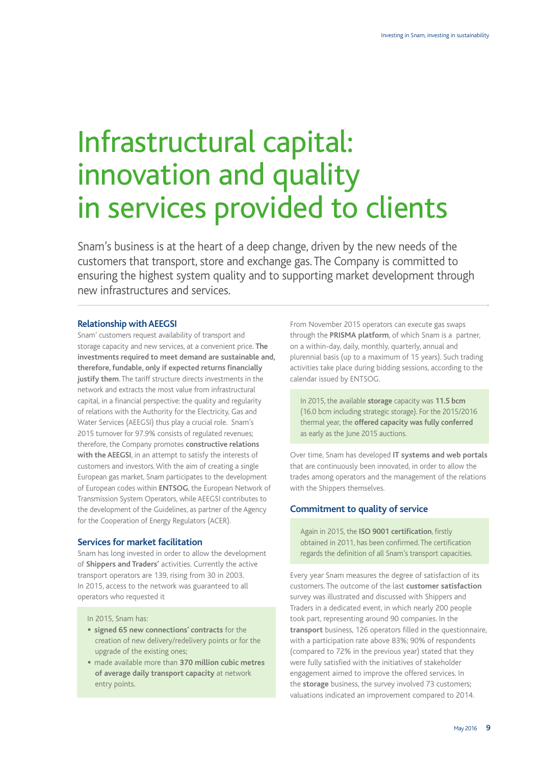# Infrastructural capital: innovation and quality in services provided to clients

Snam's business is at the heart of a deep change, driven by the new needs of the customers that transport, store and exchange gas. The Company is committed to ensuring the highest system quality and to supporting market development through new infrastructures and services.

## Relationship with AEEGSI

Snam' customers request availability of transport and storage capacity and new services, at a convenient price. **The investments required to meet demand are sustainable and, therefore, fundable, only if expected returns financially justify them**. The tariff structure directs investments in the network and extracts the most value from infrastructural capital, in a financial perspective: the quality and regularity of relations with the Authority for the Electricity, Gas and Water Services (AEEGSI) thus play a crucial role. Snam's 2015 turnover for 97.9% consists of regulated revenues; therefore, the Company promotes **constructive relations with the AEEGSI**, in an attempt to satisfy the interests of customers and investors. With the aim of creating a single European gas market, Snam participates to the development of European codes within **ENTSOG**, the European Network of Transmission System Operators, while AEEGSI contributes to the development of the Guidelines, as partner of the Agency for the Cooperation of Energy Regulators (ACER).

## Services for market facilitation

Snam has long invested in order to allow the development of **Shippers and Traders'** activities. Currently the active transport operators are 139, rising from 30 in 2003. In 2015, access to the network was guaranteed to all operators who requested it

In 2015, Snam has:

- **signed 65 new connections' contracts** for the creation of new delivery/redelivery points or for the upgrade of the existing ones;
- made available more than **370 million cubic metres of average daily transport capacity** at network entry points.

From November 2015 operators can execute gas swaps through the **PRISMA platform**, of which Snam is a partner, on a within-day, daily, monthly, quarterly, annual and plurennial basis (up to a maximum of 15 years). Such trading activities take place during bidding sessions, according to the calendar issued by ENTSOG.

In 2015, the available **storage** capacity was **11.5 bcm** (16.0 bcm including strategic storage). For the 2015/2016 thermal year, the **offered capacity was fully conferred** as early as the June 2015 auctions.

Over time, Snam has developed **IT systems and web portals** that are continuously been innovated, in order to allow the trades among operators and the management of the relations with the Shippers themselves.

## Commitment to quality of service

Again in 2015, the **ISO 9001 certification**, firstly obtained in 2011, has been confirmed. The certification regards the definition of all Snam's transport capacities.

Every year Snam measures the degree of satisfaction of its customers. The outcome of the last **customer satisfaction** survey was illustrated and discussed with Shippers and Traders in a dedicated event, in which nearly 200 people took part, representing around 90 companies. In the **transport** business, 126 operators filled in the questionnaire, with a participation rate above 83%; 90% of respondents (compared to 72% in the previous year) stated that they were fully satisfied with the initiatives of stakeholder engagement aimed to improve the offered services. In the **storage** business, the survey involved 73 customers; valuations indicated an improvement compared to 2014.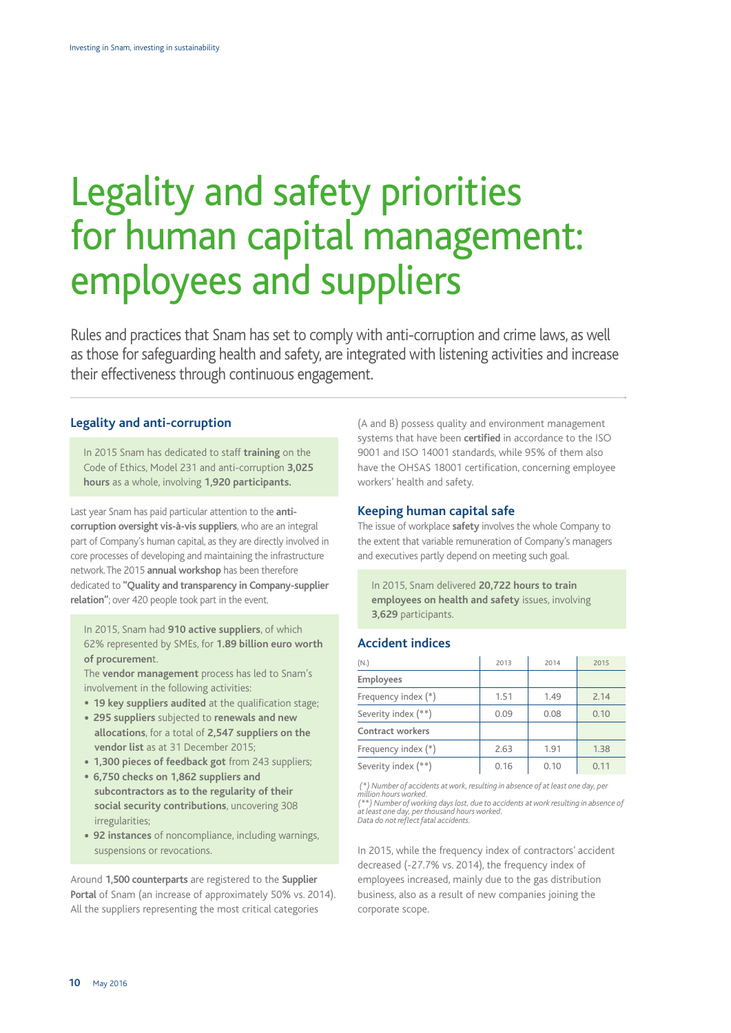# Legality and safety priorities for human capital management: employees and suppliers

Rules and practices that Snam has set to comply with anti-corruption and crime laws, as well as those for safeguarding health and safety, are integrated with listening activities and increase their effectiveness through continuous engagement.

## Legality and anti-corruption

In 2015 Snam has dedicated to staff **training** on the Code of Ethics, Model 231 and anti-corruption **3,025 hours** as a whole, involving **1,920 participants.**

Last year Snam has paid particular attention to the **anti-corruption oversight vis-à-vis suppliers**, who are an integral part of Company's human capital, as they are directly involved in core processes of developing and maintaining the infrastructure network. The 2015 **annual workshop** has been therefore dedicated to **"Quality and transparency in Company-supplier relation"**; over 420 people took part in the event.

In 2015, Snam had **910 active suppliers**, of which 62% represented by SMEs, for **1.89 billion euro worth of procurement**.
The **vendor management** process has led to Snam's involvement in the following activities:

- **19 key suppliers audited** at the qualification stage;
- **295 suppliers** subjected to **renewals and new allocations**, for a total of **2,547 suppliers on the vendor list** as at 31 December 2015;
- **1,300 pieces of feedback got** from 243 suppliers;
- **6,750 checks on 1,862 suppliers and subcontractors as to the regularity of their social security contributions**, uncovering 308 irregularities;
- **92 instances** of noncompliance, including warnings, suspensions or revocations.

Around **1,500 counterparts** are registered to the **Supplier Portal** of Snam (an increase of approximately 50% vs. 2014). All the suppliers representing the most critical categories (A and B) possess quality and environment management systems that have been **certified** in accordance to the ISO 9001 and ISO 14001 standards, while 95% of them also have the OHSAS 18001 certification, concerning employee workers' health and safety.

## Keeping human capital safe

The issue of workplace **safety** involves the whole Company to the extent that variable remuneration of Company's managers and executives partly depend on meeting such goal.

In 2015, Snam delivered **20,722 hours to train employees on health and safety** issues, involving **3,629** participants.

## Accident indices

| (N.) | 2013 | 2014 | 2015 |
|---|---|---|---|
| **Employees** | | | |
| Frequency index (*) | 1.51 | 1.49 | 2.14 |
| Severity index (**) | 0.09 | 0.08 | 0.10 |
| **Contract workers** | | | |
| Frequency index (*) | 2.63 | 1.91 | 1.38 |
| Severity index (**) | 0.16 | 0.10 | 0.11 |

*(\*) Number of accidents at work, resulting in absence of at least one day, per million hours worked.*
*(\*\*) Number of working days lost, due to accidents at work resulting in absence of at least one day, per thousand hours worked.*
*Data do not reflect fatal accidents.*

In 2015, while the frequency index of contractors' accident decreased (-27.7% vs. 2014), the frequency index of employees increased, mainly due to the gas distribution business, also as a result of new companies joining the corporate scope.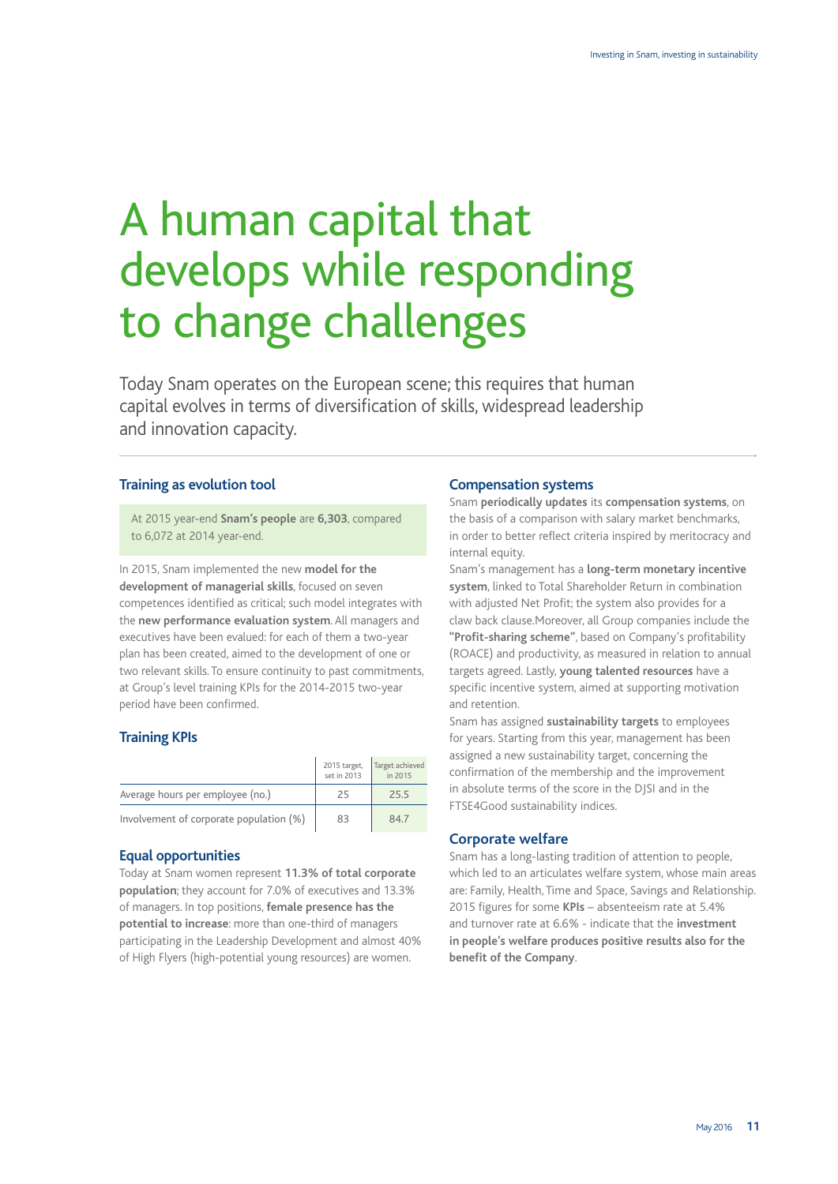# A human capital that develops while responding to change challenges

Today Snam operates on the European scene; this requires that human capital evolves in terms of diversification of skills, widespread leadership and innovation capacity.

### Training as evolution tool

At 2015 year-end **Snam's people** are **6,303**, compared to 6,072 at 2014 year-end.

In 2015, Snam implemented the new **model for the development of managerial skills**, focused on seven competences identified as critical; such model integrates with the **new performance evaluation system**. All managers and executives have been evalued: for each of them a two-year plan has been created, aimed to the development of one or two relevant skills. To ensure continuity to past commitments, at Group's level training KPIs for the 2014-2015 two-year period have been confirmed.

### Training KPIs

| | 2015 target, set in 2013 | Target achieved in 2015 |
|---|---|---|
| Average hours per employee (no.) | 25 | 25.5 |
| Involvement of corporate population (%) | 83 | 84.7 |

### Equal opportunities

Today at Snam women represent **11.3% of total corporate population**; they account for 7.0% of executives and 13.3% of managers. In top positions, **female presence has the potential to increase**: more than one-third of managers participating in the Leadership Development and almost 40% of High Flyers (high-potential young resources) are women.

### Compensation systems

Snam **periodically updates** its **compensation systems**, on the basis of a comparison with salary market benchmarks, in order to better reflect criteria inspired by meritocracy and internal equity.

Snam's management has a **long-term monetary incentive system**, linked to Total Shareholder Return in combination with adjusted Net Profit; the system also provides for a claw back clause.Moreover, all Group companies include the **"Profit-sharing scheme"**, based on Company's profitability (ROACE) and productivity, as measured in relation to annual targets agreed. Lastly, **young talented resources** have a specific incentive system, aimed at supporting motivation and retention.

Snam has assigned **sustainability targets** to employees for years. Starting from this year, management has been assigned a new sustainability target, concerning the confirmation of the membership and the improvement in absolute terms of the score in the DJSI and in the FTSE4Good sustainability indices.

### Corporate welfare

Snam has a long-lasting tradition of attention to people, which led to an articulates welfare system, whose main areas are: Family, Health, Time and Space, Savings and Relationship. 2015 figures for some **KPIs** – absenteeism rate at 5.4% and turnover rate at 6.6% - indicate that the **investment in people's welfare produces positive results also for the benefit of the Company**.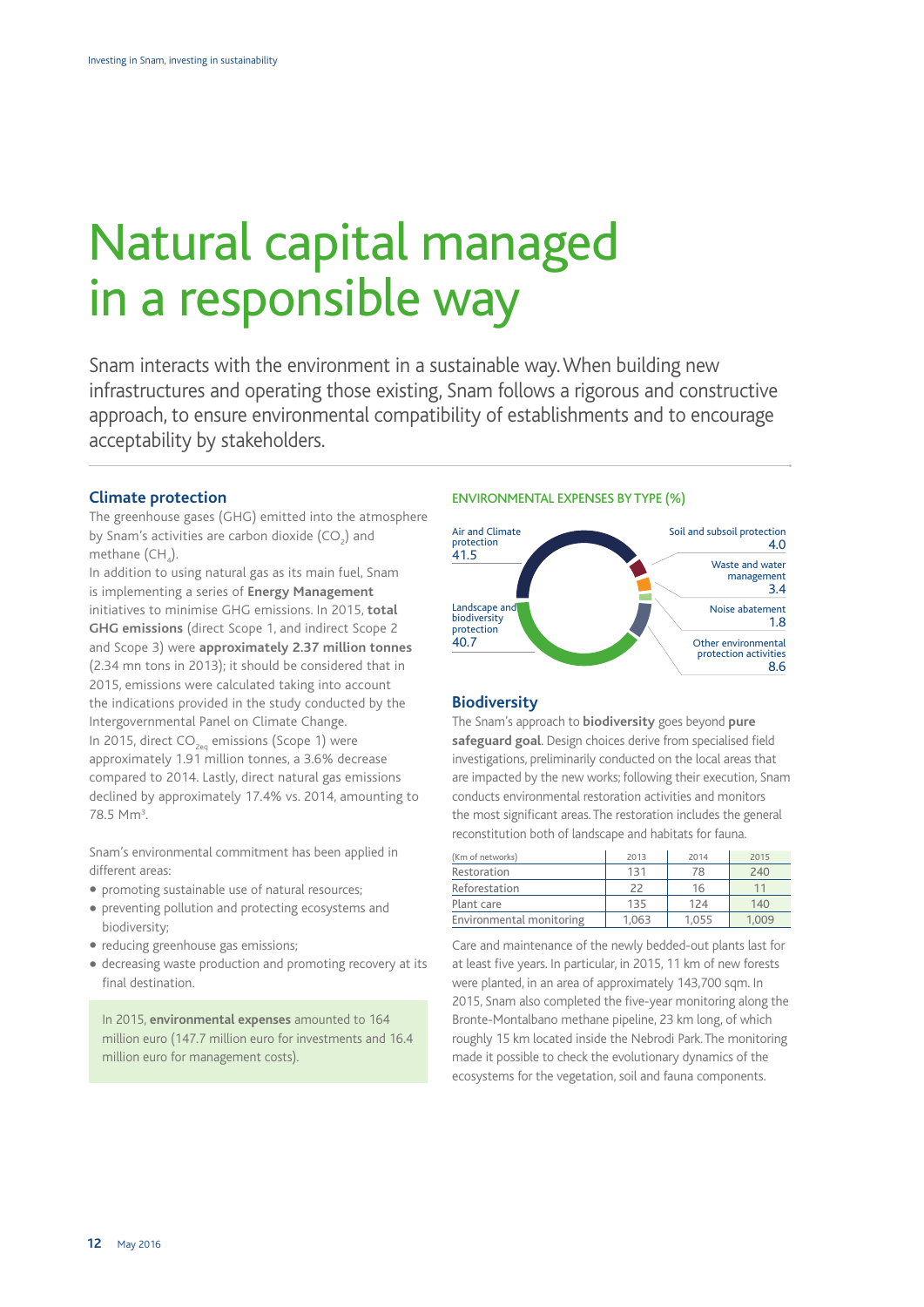# Natural capital managed in a responsible way

Snam interacts with the environment in a sustainable way. When building new infrastructures and operating those existing, Snam follows a rigorous and constructive approach, to ensure environmental compatibility of establishments and to encourage acceptability by stakeholders.

## Climate protection

The greenhouse gases (GHG) emitted into the atmosphere by Snam's activities are carbon dioxide ($CO_2$) and methane ($CH_4$).

In addition to using natural gas as its main fuel, Snam is implementing a series of **Energy Management** initiatives to minimise GHG emissions. In 2015, **total GHG emissions** (direct Scope 1, and indirect Scope 2 and Scope 3) were **approximately 2.37 million tonnes** (2.34 mn tons in 2013); it should be considered that in 2015, emissions were calculated taking into account the indications provided in the study conducted by the Intergovernmental Panel on Climate Change.

In 2015, direct $CO_{2eq}$ emissions (Scope 1) were approximately 1.91 million tonnes, a 3.6% decrease compared to 2014. Lastly, direct natural gas emissions declined by approximately 17.4% vs. 2014, amounting to 78.5 $Mm^3$.

Snam's environmental commitment has been applied in different areas:

- promoting sustainable use of natural resources;
- preventing pollution and protecting ecosystems and biodiversity;
- reducing greenhouse gas emissions;
- decreasing waste production and promoting recovery at its final destination.

In 2015, **environmental expenses** amounted to 164 million euro (147.7 million euro for investments and 16.4 million euro for management costs).

### ENVIRONMENTAL EXPENSES BY TYPE (%)

| Type | % |
|---|---|
| Air and Climate protection | 41.5 |
| Landscape and biodiversity protection | 40.7 |
| Soil and subsoil protection | 4.0 |
| Waste and water management | 3.4 |
| Noise abatement | 1.8 |
| Other environmental protection activities | 8.6 |

## Biodiversity

The Snam's approach to **biodiversity** goes beyond **pure safeguard goal**. Design choices derive from specialised field investigations, preliminarily conducted on the local areas that are impacted by the new works; following their execution, Snam conducts environmental restoration activities and monitors the most significant areas. The restoration includes the general reconstitution both of landscape and habitats for fauna.

| (Km of networks) | 2013 | 2014 | 2015 |
|---|---|---|---|
| Restoration | 131 | 78 | 240 |
| Reforestation | 22 | 16 | 11 |
| Plant care | 135 | 124 | 140 |
| Environmental monitoring | 1,063 | 1,055 | 1,009 |

Care and maintenance of the newly bedded-out plants last for at least five years. In particular, in 2015, 11 km of new forests were planted, in an area of approximately 143,700 sqm. In 2015, Snam also completed the five-year monitoring along the Bronte-Montalbano methane pipeline, 23 km long, of which roughly 15 km located inside the Nebrodi Park. The monitoring made it possible to check the evolutionary dynamics of the ecosystems for the vegetation, soil and fauna components.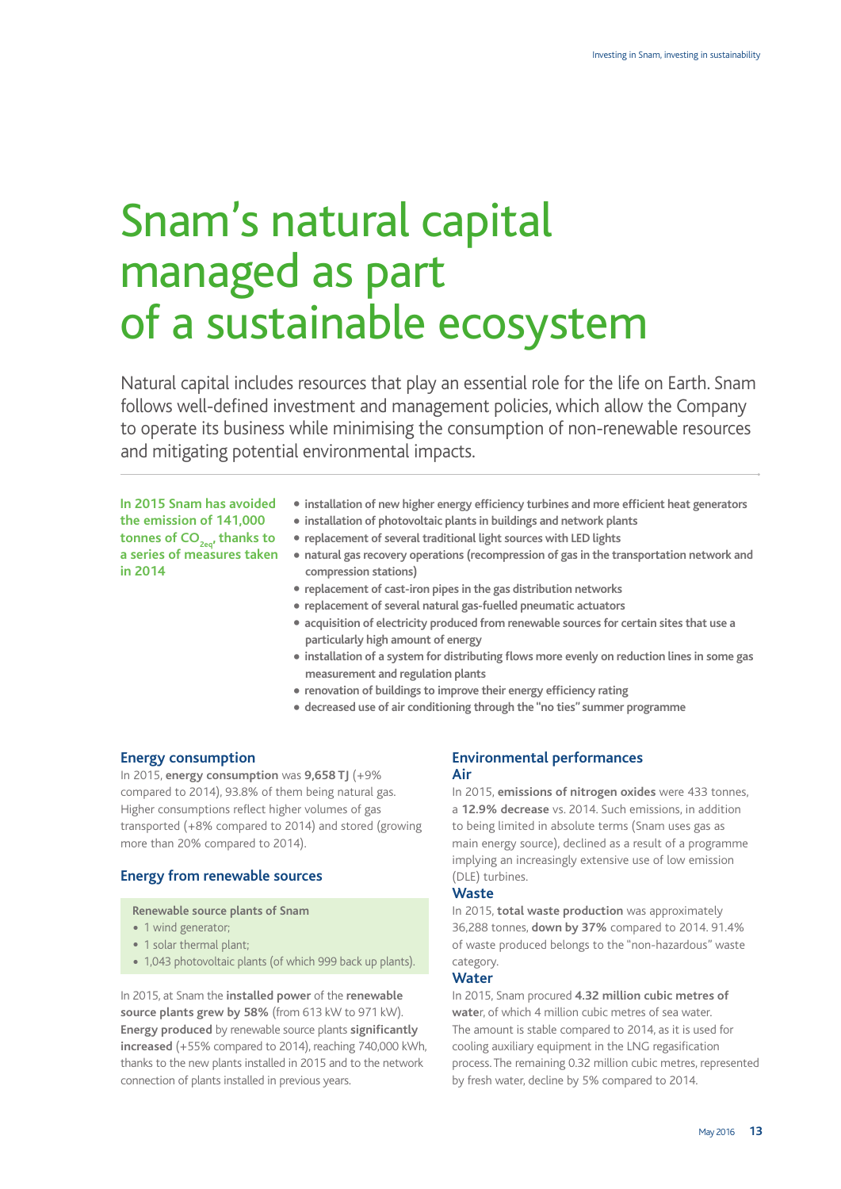# Snam's natural capital managed as part of a sustainable ecosystem

Natural capital includes resources that play an essential role for the life on Earth. Snam follows well-defined investment and management policies, which allow the Company to operate its business while minimising the consumption of non-renewable resources and mitigating potential environmental impacts.

**In 2015 Snam has avoided the emission of 141,000 tonnes of $CO_{2eq}$, thanks to a series of measures taken in 2014**

- **installation of new higher energy efficiency turbines and more efficient heat generators**
- **installation of photovoltaic plants in buildings and network plants**
- **replacement of several traditional light sources with LED lights**
- **natural gas recovery operations (recompression of gas in the transportation network and compression stations)**
- **replacement of cast-iron pipes in the gas distribution networks**
- **replacement of several natural gas-fuelled pneumatic actuators**
- **acquisition of electricity produced from renewable sources for certain sites that use a particularly high amount of energy**
- **installation of a system for distributing flows more evenly on reduction lines in some gas measurement and regulation plants**
- **renovation of buildings to improve their energy efficiency rating**
- **decreased use of air conditioning through the "no ties" summer programme**

## Energy consumption

In 2015, **energy consumption** was **9,658 TJ** (+9% compared to 2014), 93.8% of them being natural gas. Higher consumptions reflect higher volumes of gas transported (+8% compared to 2014) and stored (growing more than 20% compared to 2014).

## Energy from renewable sources

**Renewable source plants of Snam**

- 1 wind generator;
- 1 solar thermal plant;
- 1,043 photovoltaic plants (of which 999 back up plants).

In 2015, at Snam the **installed power** of the **renewable source plants grew by 58%** (from 613 kW to 971 kW). **Energy produced** by renewable source plants **significantly increased** (+55% compared to 2014), reaching 740,000 kWh, thanks to the new plants installed in 2015 and to the network connection of plants installed in previous years.

## Environmental performances

### Air

In 2015, **emissions of nitrogen oxides** were 433 tonnes, a **12.9% decrease** vs. 2014. Such emissions, in addition to being limited in absolute terms (Snam uses gas as main energy source), declined as a result of a programme implying an increasingly extensive use of low emission (DLE) turbines.

### Waste

In 2015, **total waste production** was approximately 36,288 tonnes, **down by 37%** compared to 2014. 91.4% of waste produced belongs to the "non-hazardous" waste category.

### Water

In 2015, Snam procured **4.32 million cubic metres of water**, of which 4 million cubic metres of sea water. The amount is stable compared to 2014, as it is used for cooling auxiliary equipment in the LNG regasification process. The remaining 0.32 million cubic metres, represented by fresh water, decline by 5% compared to 2014.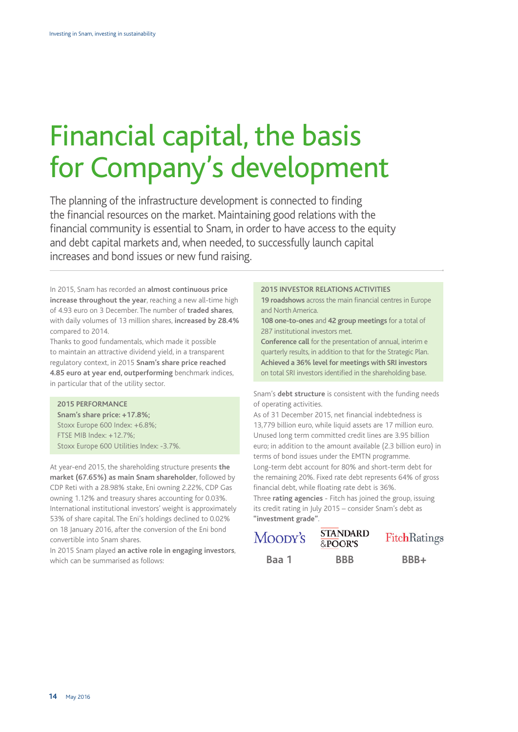# Financial capital, the basis for Company's development

The planning of the infrastructure development is connected to finding the financial resources on the market. Maintaining good relations with the financial community is essential to Snam, in order to have access to the equity and debt capital markets and, when needed, to successfully launch capital increases and bond issues or new fund raising.

In 2015, Snam has recorded an **almost continuous price increase throughout the year**, reaching a new all-time high of 4.93 euro on 3 December. The number of **traded shares**, with daily volumes of 13 million shares, **increased by 28.4%** compared to 2014.

Thanks to good fundamentals, which made it possible to maintain an attractive dividend yield, in a transparent regulatory context, in 2015 **Snam's share price reached 4.85 euro at year end, outperforming** benchmark indices, in particular that of the utility sector.

**2015 PERFORMANCE**
**Snam's share price: +17.8%;**
Stoxx Europe 600 Index: +6.8%;
FTSE MIB Index: +12.7%;
Stoxx Europe 600 Utilities Index: -3.7%.

At year-end 2015, the shareholding structure presents **the market (67.65%) as main Snam shareholder**, followed by CDP Reti with a 28.98% stake, Eni owning 2.22%, CDP Gas owning 1.12% and treasury shares accounting for 0.03%. International institutional investors' weight is approximately 53% of share capital. The Eni's holdings declined to 0.02% on 18 January 2016, after the conversion of the Eni bond convertible into Snam shares.

In 2015 Snam played **an active role in engaging investors**, which can be summarised as follows:

**2015 INVESTOR RELATIONS ACTIVITIES**
**19 roadshows** across the main financial centres in Europe and North America.
**108 one-to-ones** and **42 group meetings** for a total of 287 institutional investors met.
**Conference call** for the presentation of annual, interim e quarterly results, in addition to that for the Strategic Plan.
**Achieved a 36% level for meetings with SRI investors** on total SRI investors identified in the shareholding base.

Snam's **debt structure** is consistent with the funding needs of operating activities.

As of 31 December 2015, net financial indebtedness is 13,779 billion euro, while liquid assets are 17 million euro. Unused long term committed credit lines are 3.95 billion euro; in addition to the amount available (2.3 billion euro) in terms of bond issues under the EMTN programme.

Long-term debt account for 80% and short-term debt for the remaining 20%. Fixed rate debt represents 64% of gross financial debt, while floating rate debt is 36%.

Three **rating agencies** - Fitch has joined the group, issuing its credit rating in July 2015 – consider Snam's debt as **"investment grade"**.

| Moody's | Standard & Poor's | Fitch Ratings |
|---|---|---|
| Baa 1 | BBB | BBB+ |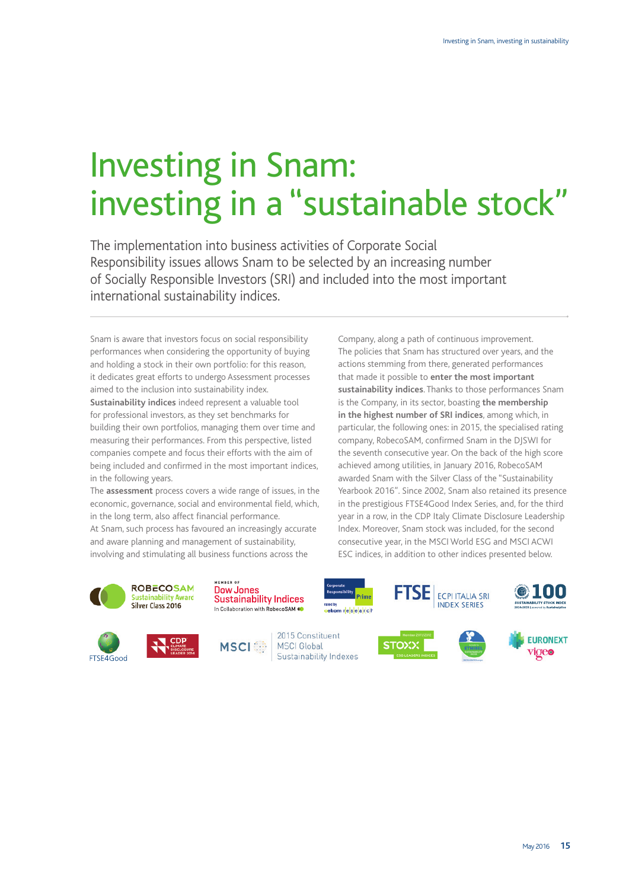# Investing in Snam: investing in a "sustainable stock"

The implementation into business activities of Corporate Social Responsibility issues allows Snam to be selected by an increasing number of Socially Responsible Investors (SRI) and included into the most important international sustainability indices.

Snam is aware that investors focus on social responsibility performances when considering the opportunity of buying and holding a stock in their own portfolio: for this reason, it dedicates great efforts to undergo Assessment processes aimed to the inclusion into sustainability index. **Sustainability indices** indeed represent a valuable tool for professional investors, as they set benchmarks for building their own portfolios, managing them over time and measuring their performances. From this perspective, listed companies compete and focus their efforts with the aim of being included and confirmed in the most important indices, in the following years.

The **assessment** process covers a wide range of issues, in the economic, governance, social and environmental field, which, in the long term, also affect financial performance.

At Snam, such process has favoured an increasingly accurate and aware planning and management of sustainability, involving and stimulating all business functions across the Company, along a path of continuous improvement.

The policies that Snam has structured over years, and the actions stemming from there, generated performances that made it possible to **enter the most important sustainability indices**. Thanks to those performances Snam is the Company, in its sector, boasting **the membership in the highest number of SRI indices**, among which, in particular, the following ones: in 2015, the specialised rating company, RobecoSAM, confirmed Snam in the DJSWI for the seventh consecutive year. On the back of the high score achieved among utilities, in January 2016, RobecoSAM awarded Snam with the Silver Class of the "Sustainability Yearbook 2016". Since 2002, Snam also retained its presence in the prestigious FTSE4Good Index Series, and, for the third year in a row, in the CDP Italy Climate Disclosure Leadership Index. Moreover, Snam stock was included, for the second consecutive year, in the MSCI World ESG and MSCI ACWI ESC indices, in addition to other indices presented below.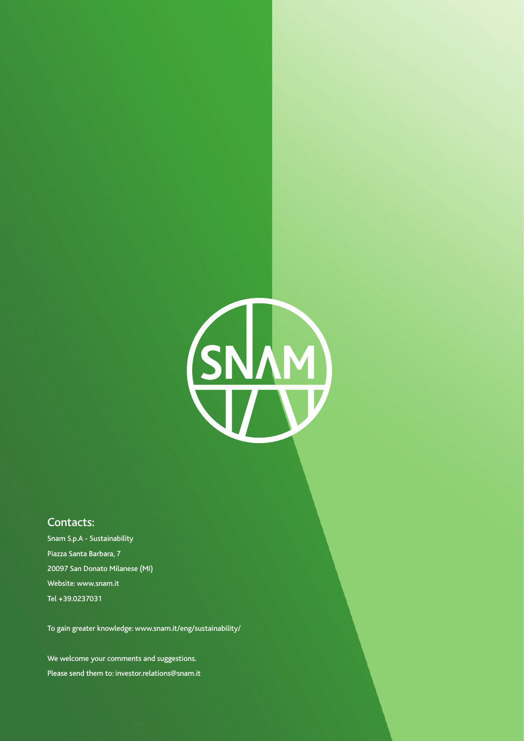## Contacts:

Snam S.p.A - Sustainability

Piazza Santa Barbara, 7

20097 San Donato Milanese (MI)

Website: www.snam.it

Tel +39.0237031

To gain greater knowledge: www.snam.it/eng/sustainability/

We welcome your comments and suggestions.

Please send them to: investor.relations@snam.it